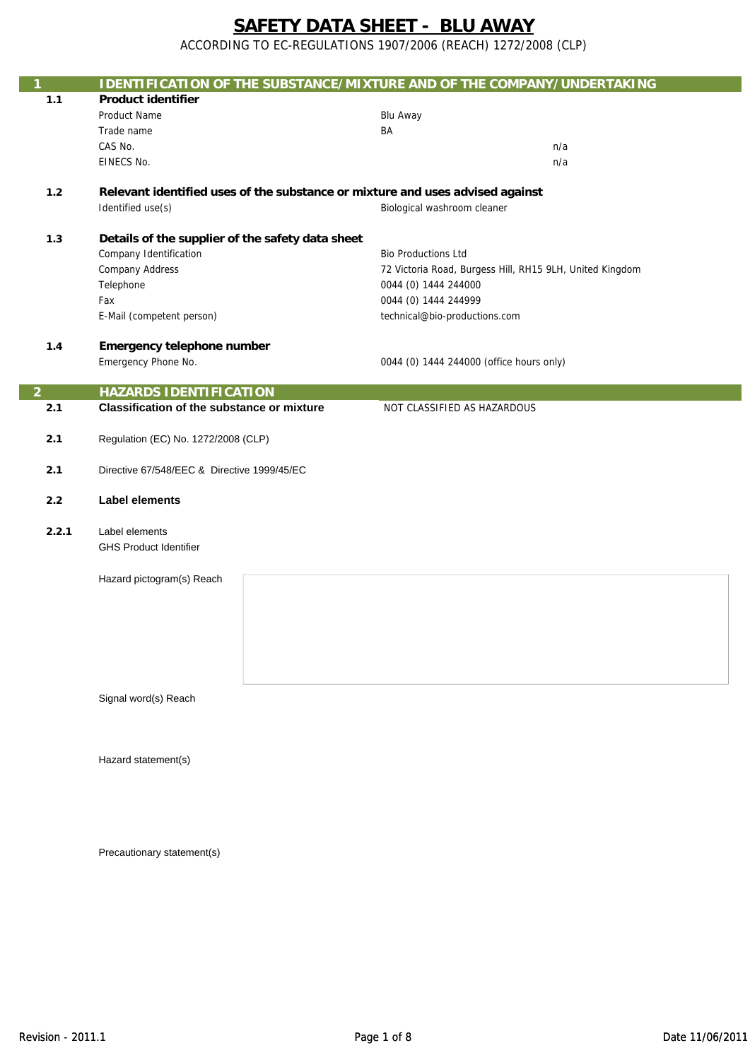# SAFETY DATA SHEET - BLU AWAY

ACCORDING TO EC-REGULATIONS 1907/2006 (REACH) 1272/2008 (CLP)

## 1 IDENTIFICATION OF THE SUBSTANCE/MIXTURE AND OF THE COMPANY/UNDERTAKING

### 1.1 Product identifier

| | |
|---|---|
| Product Name | Blu Away |
| Trade name | BA |
| CAS No. | n/a |
| EINECS No. | n/a |

### 1.2 Relevant identified uses of the substance or mixture and uses advised against

| | |
|---|---|
| Identified use(s) | Biological washroom cleaner |

### 1.3 Details of the supplier of the safety data sheet

| | |
|---|---|
| Company Identification | Bio Productions Ltd |
| Company Address | 72 Victoria Road, Burgess Hill, RH15 9LH, United Kingdom |
| Telephone | 0044 (0) 1444 244000 |
| Fax | 0044 (0) 1444 244999 |
| E-Mail (competent person) | technical@bio-productions.com |

### 1.4 Emergency telephone number

| | |
|---|---|
| Emergency Phone No. | 0044 (0) 1444 244000 (office hours only) |

## 2 HAZARDS IDENTIFICATION

**2.1 Classification of the substance or mixture** NOT CLASSIFIED AS HAZARDOUS

**2.1** Regulation (EC) No. 1272/2008 (CLP)

**2.1** Directive 67/548/EEC & Directive 1999/45/EC

### 2.2 Label elements

**2.2.1** Label elements

GHS Product Identifier

Hazard pictogram(s) Reach

Signal word(s) Reach

Hazard statement(s)

Precautionary statement(s)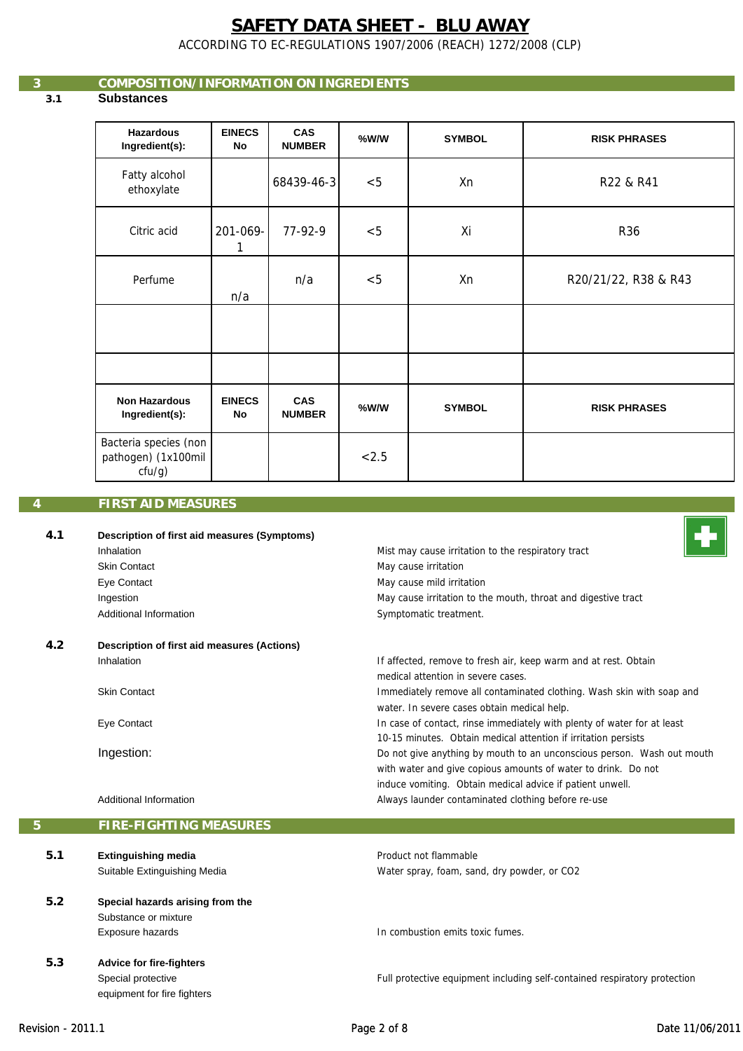# SAFETY DATA SHEET - BLU AWAY

ACCORDING TO EC-REGULATIONS 1907/2006 (REACH) 1272/2008 (CLP)

## 3 COMPOSITION/INFORMATION ON INGREDIENTS

### 3.1 Substances

| Hazardous Ingredient(s): | EINECS No | CAS NUMBER | %W/W | SYMBOL | RISK PHRASES |
|---|---|---|---|---|---|
| Fatty alcohol ethoxylate | | 68439-46-3 | <5 | Xn | R22 & R41 |
| Citric acid | 201-069-1 | 77-92-9 | <5 | Xi | R36 |
| Perfume | n/a | n/a | <5 | Xn | R20/21/22, R38 & R43 |
| | | | | | |
| | | | | | |
| **Non Hazardous Ingredient(s):** | **EINECS No** | **CAS NUMBER** | **%W/W** | **SYMBOL** | **RISK PHRASES** |
| Bacteria species (non pathogen) (1x100mil cfu/g) | | | <2.5 | | |

## 4 FIRST AID MEASURES

### 4.1 Description of first aid measures (Symptoms)

| | |
|---|---|
| Inhalation | Mist may cause irritation to the respiratory tract |
| Skin Contact | May cause irritation |
| Eye Contact | May cause mild irritation |
| Ingestion | May cause irritation to the mouth, throat and digestive tract |
| Additional Information | Symptomatic treatment. |

### 4.2 Description of first aid measures (Actions)

| | |
|---|---|
| Inhalation | If affected, remove to fresh air, keep warm and at rest. Obtain medical attention in severe cases. |
| Skin Contact | Immediately remove all contaminated clothing. Wash skin with soap and water. In severe cases obtain medical help. |
| Eye Contact | In case of contact, rinse immediately with plenty of water for at least 10-15 minutes. Obtain medical attention if irritation persists |
| Ingestion: | Do not give anything by mouth to an unconscious person. Wash out mouth with water and give copious amounts of water to drink. Do not induce vomiting. Obtain medical advice if patient unwell. |
| Additional Information | Always launder contaminated clothing before re-use |

## 5 FIRE-FIGHTING MEASURES

### 5.1 Extinguishing media

| | |
|---|---|
| | Product not flammable |
| Suitable Extinguishing Media | Water spray, foam, sand, dry powder, or $CO_2$ |

### 5.2 Special hazards arising from the Substance or mixture

| | |
|---|---|
| Exposure hazards | In combustion emits toxic fumes. |

### 5.3 Advice for fire-fighters

| | |
|---|---|
| Special protective equipment for fire fighters | Full protective equipment including self-contained respiratory protection |

Revision - 2011.1 Date 11/06/2011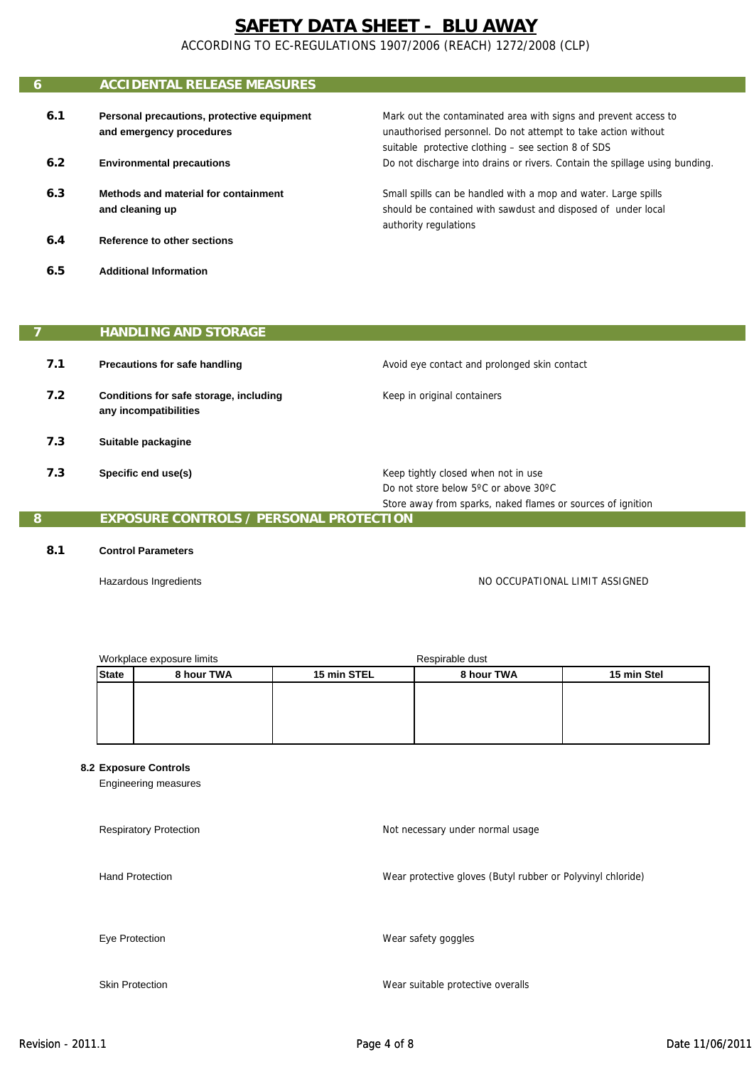# SAFETY DATA SHEET - BLU AWAY

ACCORDING TO EC-REGULATIONS 1907/2006 (REACH) 1272/2008 (CLP)

## 6 ACCIDENTAL RELEASE MEASURES

**6.1 Personal precautions, protective equipment and emergency procedures**

Mark out the contaminated area with signs and prevent access to unauthorised personnel. Do not attempt to take action without suitable protective clothing – see section 8 of SDS

**6.2 Environmental precautions**

Do not discharge into drains or rivers. Contain the spillage using bunding.

**6.3 Methods and material for containment and cleaning up**

Small spills can be handled with a mop and water. Large spills should be contained with sawdust and disposed of under local authority regulations

**6.4 Reference to other sections**

**6.5 Additional Information**

## 7 HANDLING AND STORAGE

**7.1 Precautions for safe handling**

Avoid eye contact and prolonged skin contact

**7.2 Conditions for safe storage, including any incompatibilities**

Keep in original containers

**7.3 Suitable packagine**

**7.3 Specific end use(s)**

Keep tightly closed when not in use
Do not store below 5ºC or above 30ºC
Store away from sparks, naked flames or sources of ignition

## 8 EXPOSURE CONTROLS / PERSONAL PROTECTION

**8.1 Control Parameters**

Hazardous Ingredients: NO OCCUPATIONAL LIMIT ASSIGNED

| Workplace exposure limits | | | Respirable dust | |
|---|---|---|---|---|
| **State** | **8 hour TWA** | **15 min STEL** | **8 hour TWA** | **15 min Stel** |
| | | | | |

**8.2 Exposure Controls**

Engineering measures

Respiratory Protection: Not necessary under normal usage

Hand Protection: Wear protective gloves (Butyl rubber or Polyvinyl chloride)

Eye Protection: Wear safety goggles

Skin Protection: Wear suitable protective overalls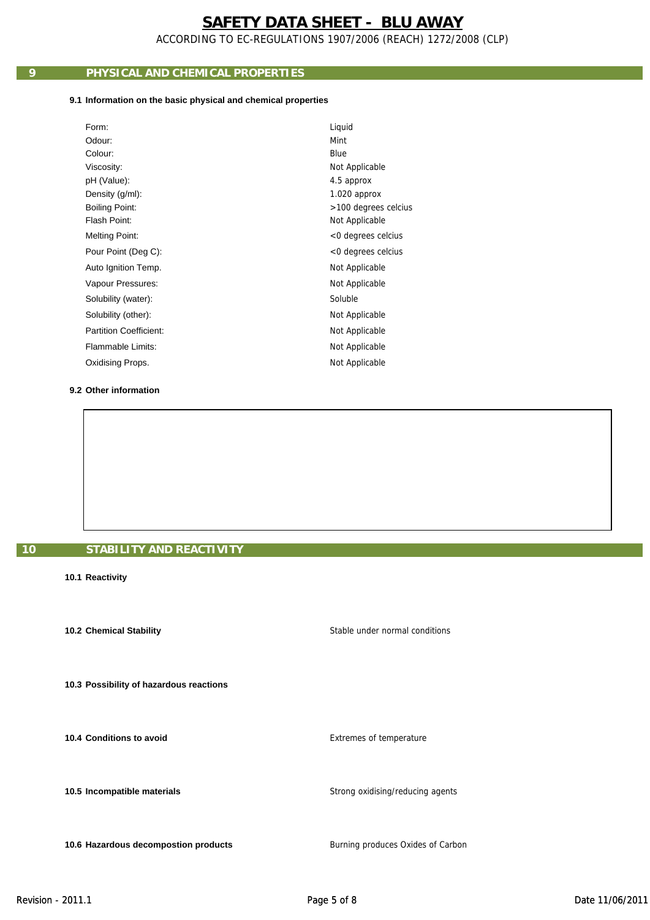# SAFETY DATA SHEET - BLU AWAY

ACCORDING TO EC-REGULATIONS 1907/2006 (REACH) 1272/2008 (CLP)

## 9 PHYSICAL AND CHEMICAL PROPERTIES

### 9.1 Information on the basic physical and chemical properties

| Property | Value |
|---|---|
| Form: | Liquid |
| Odour: | Mint |
| Colour: | Blue |
| Viscosity: | Not Applicable |
| pH (Value): | 4.5 approx |
| Density (g/ml): | 1.020 approx |
| Boiling Point: | >100 degrees celcius |
| Flash Point: | Not Applicable |
| Melting Point: | <0 degrees celcius |
| Pour Point (Deg C): | <0 degrees celcius |
| Auto Ignition Temp. | Not Applicable |
| Vapour Pressures: | Not Applicable |
| Solubility (water): | Soluble |
| Solubility (other): | Not Applicable |
| Partition Coefficient: | Not Applicable |
| Flammable Limits: | Not Applicable |
| Oxidising Props. | Not Applicable |

### 9.2 Other information

## 10 STABILITY AND REACTIVITY

**10.1 Reactivity**

**10.2 Chemical Stability** — Stable under normal conditions

**10.3 Possibility of hazardous reactions**

**10.4 Conditions to avoid** — Extremes of temperature

**10.5 Incompatible materials** — Strong oxidising/reducing agents

**10.6 Hazardous decompostion products** — Burning produces Oxides of Carbon

Revision - 2011.1

Date 11/06/2011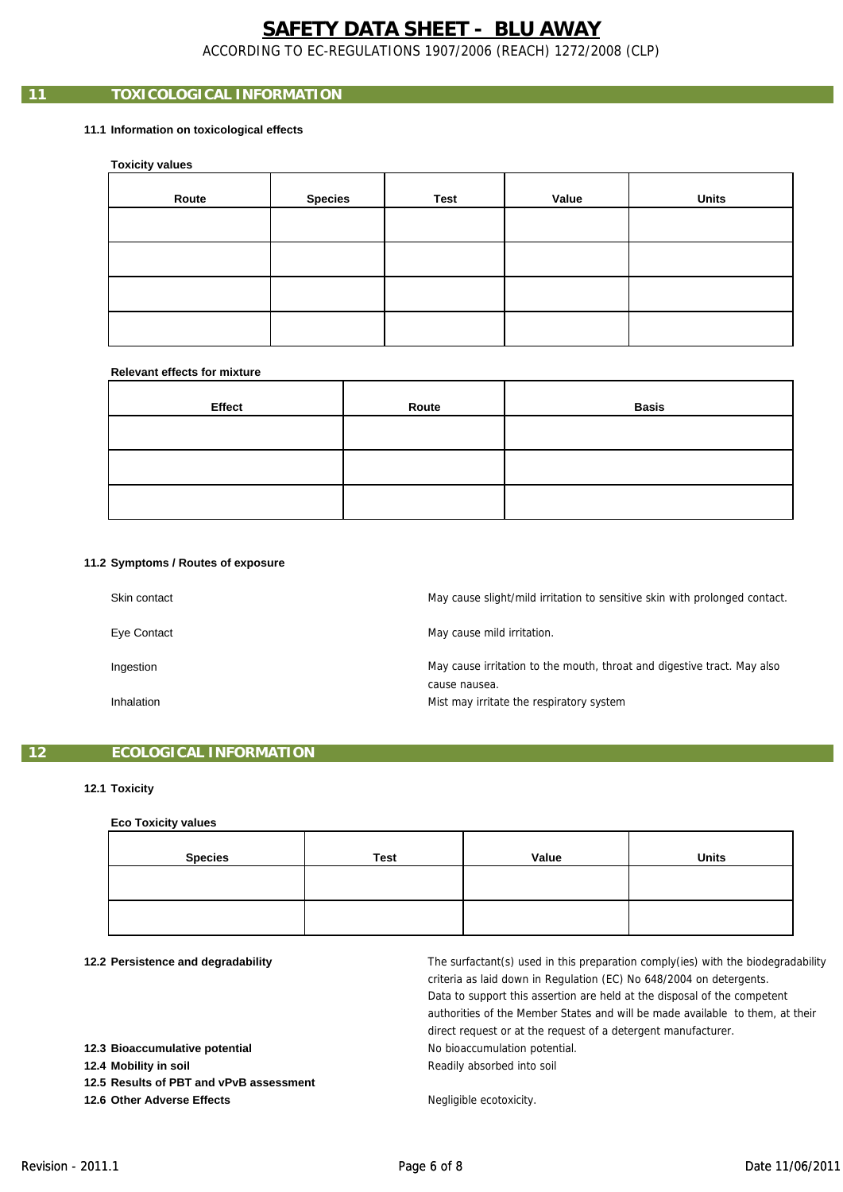# SAFETY DATA SHEET - BLU AWAY

ACCORDING TO EC-REGULATIONS 1907/2006 (REACH) 1272/2008 (CLP)

## 11 TOXICOLOGICAL INFORMATION

### 11.1 Information on toxicological effects

**Toxicity values**

| Route | Species | Test | Value | Units |
|---|---|---|---|---|
| | | | | |
| | | | | |
| | | | | |
| | | | | |

**Relevant effects for mixture**

| Effect | Route | Basis |
|---|---|---|
| | | |
| | | |
| | | |

### 11.2 Symptoms / Routes of exposure

Skin contact — May cause slight/mild irritation to sensitive skin with prolonged contact.

Eye Contact — May cause mild irritation.

Ingestion — May cause irritation to the mouth, throat and digestive tract. May also cause nausea.

Inhalation — Mist may irritate the respiratory system

## 12 ECOLOGICAL INFORMATION

### 12.1 Toxicity

**Eco Toxicity values**

| Species | Test | Value | Units |
|---|---|---|---|
| | | | |
| | | | |

**12.2 Persistence and degradability** — The surfactant(s) used in this preparation comply(ies) with the biodegradability criteria as laid down in Regulation (EC) No 648/2004 on detergents. Data to support this assertion are held at the disposal of the competent authorities of the Member States and will be made available to them, at their direct request or at the request of a detergent manufacturer.

**12.3 Bioaccumulative potential** — No bioaccumulation potential.

**12.4 Mobility in soil** — Readily absorbed into soil

**12.5 Results of PBT and vPvB assessment**

**12.6 Other Adverse Effects** — Negligible ecotoxicity.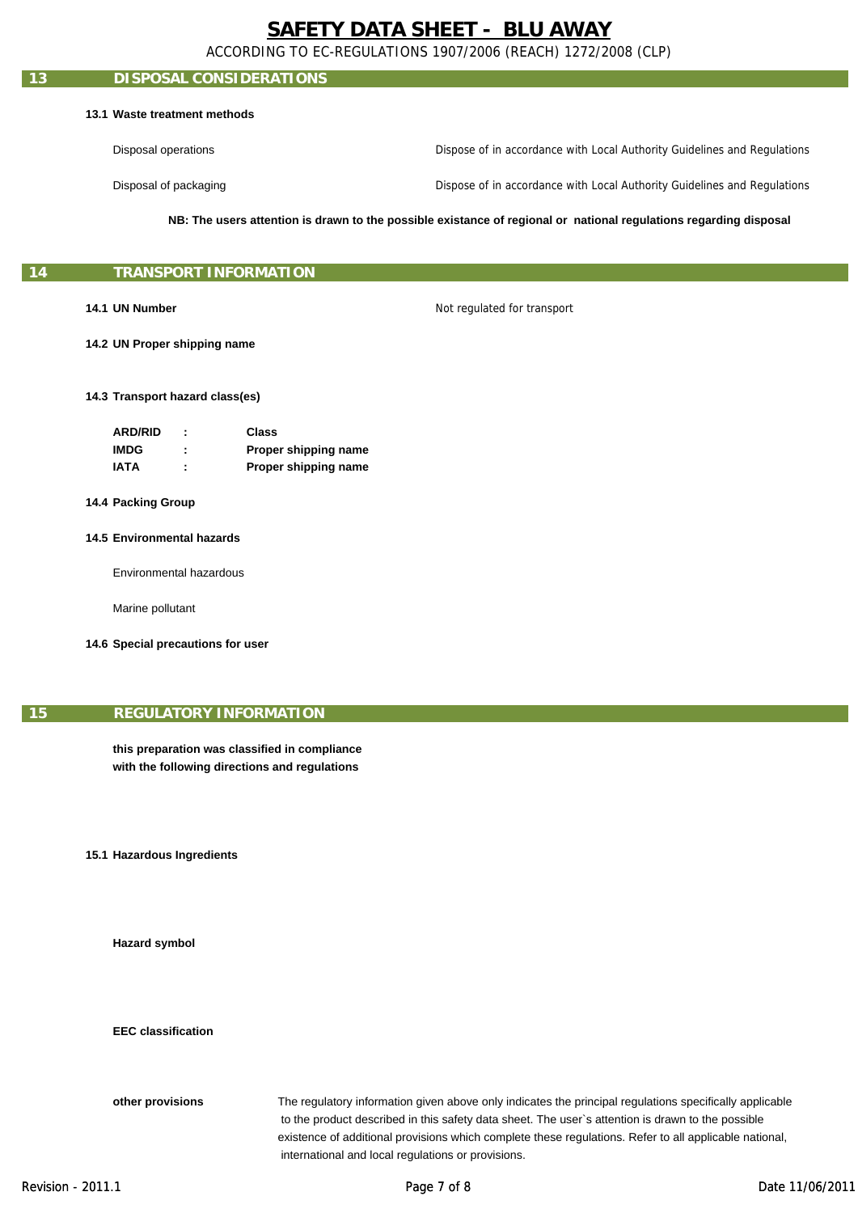## 13 DISPOSAL CONSIDERATIONS

**13.1 Waste treatment methods**

| | |
|---|---|
| Disposal operations | Dispose of in accordance with Local Authority Guidelines and Regulations |
| Disposal of packaging | Dispose of in accordance with Local Authority Guidelines and Regulations |

**NB: The users attention is drawn to the possible existance of regional or national regulations regarding disposal**

## 14 TRANSPORT INFORMATION

**14.1 UN Number** Not regulated for transport

**14.2 UN Proper shipping name**

**14.3 Transport hazard class(es)**

| | | |
|---|---|---|
| **ARD/RID** | **:** | **Class** |
| **IMDG** | **:** | **Proper shipping name** |
| **IATA** | **:** | **Proper shipping name** |

**14.4 Packing Group**

**14.5 Environmental hazards**

Environmental hazardous

Marine pollutant

**14.6 Special precautions for user**

## 15 REGULATORY INFORMATION

**this preparation was classified in compliance with the following directions and regulations**

**15.1 Hazardous Ingredients**

**Hazard symbol**

**EEC classification**

**other provisions** The regulatory information given above only indicates the principal regulations specifically applicable to the product described in this safety data sheet. The user`s attention is drawn to the possible existence of additional provisions which complete these regulations. Refer to all applicable national, international and local regulations or provisions.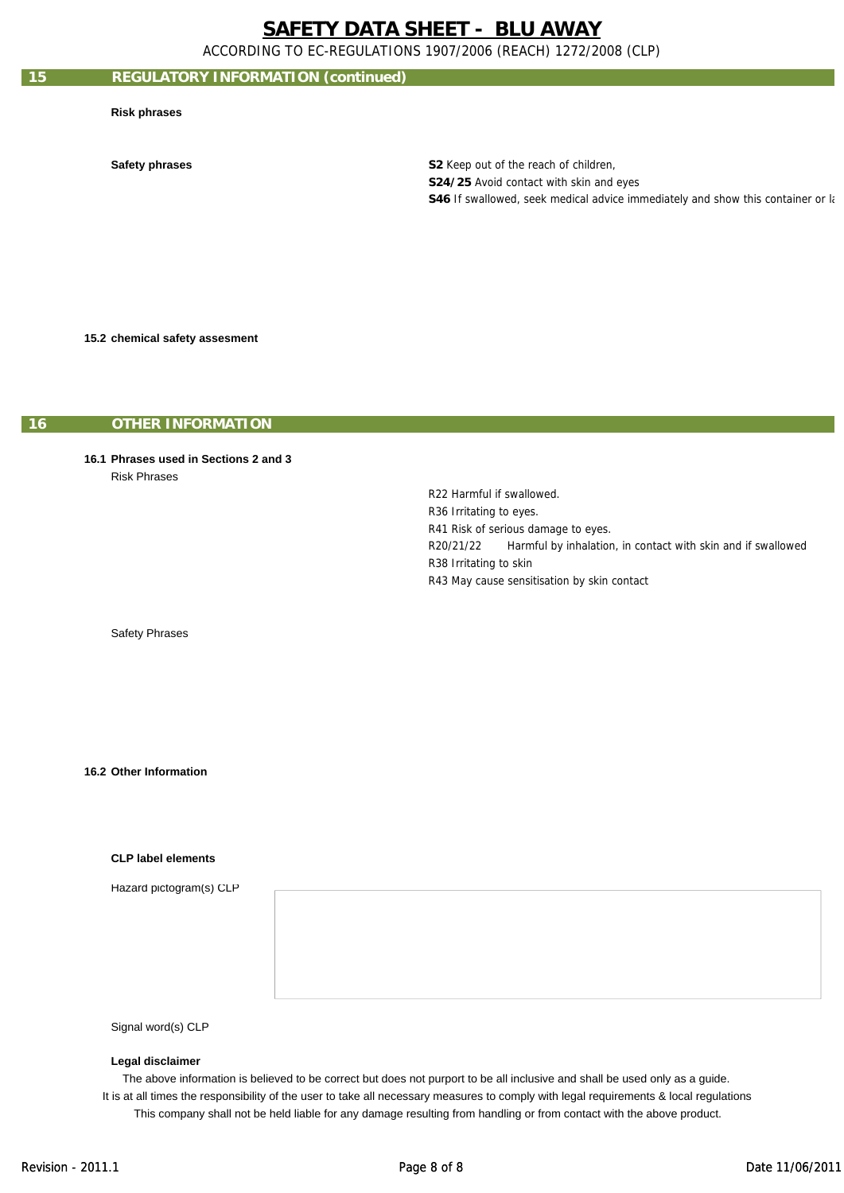# SAFETY DATA SHEET - BLU AWAY

ACCORDING TO EC-REGULATIONS 1907/2006 (REACH) 1272/2008 (CLP)

## 15 REGULATORY INFORMATION (continued)

**Risk phrases**

**Safety phrases**

**S2** Keep out of the reach of children,
**S24/25** Avoid contact with skin and eyes
**S46** If swallowed, seek medical advice immediately and show this container or la

**15.2 chemical safety assesment**

## 16 OTHER INFORMATION

**16.1 Phrases used in Sections 2 and 3**

Risk Phrases

R22 Harmful if swallowed.
R36 Irritating to eyes.
R41 Risk of serious damage to eyes.
R20/21/22 Harmful by inhalation, in contact with skin and if swallowed
R38 Irritating to skin
R43 May cause sensitisation by skin contact

Safety Phrases

**16.2 Other Information**

**CLP label elements**

Hazard pictogram(s) CLP

Signal word(s) CLP

**Legal disclaimer**

The above information is believed to be correct but does not purport to be all inclusive and shall be used only as a guide.
It is at all times the responsibility of the user to take all necessary measures to comply with legal requirements & local regulations
This company shall not be held liable for any damage resulting from handling or from contact with the above product.

Revision - 2011.1 Date 11/06/2011